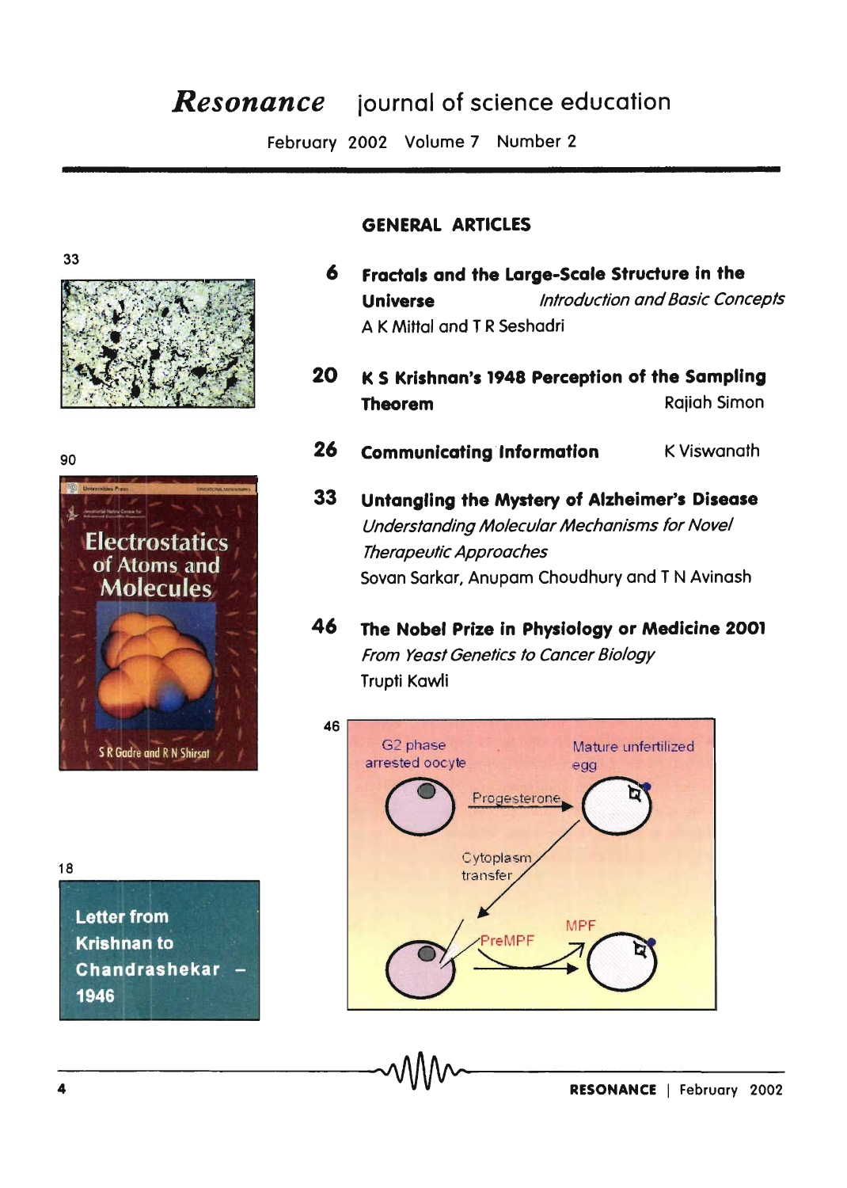# *Resonance* journal of science education

February 2002 Volume 7 Number 2

## GENERAL ARTICLES

**6** **Fractals and the Large-Scale Structure in the Universe** *Introduction and Basic Concepts*
A K Mittal and T R Seshadri

**20** **K S Krishnan's 1948 Perception of the Sampling Theorem** Rajiah Simon

**26** **Communicating Information** K Viswanath

**33** **Untangling the Mystery of Alzheimer's Disease** *Understanding Molecular Mechanisms for Novel Therapeutic Approaches*
Sovan Sarkar, Anupam Choudhury and T N Avinash

**46** **The Nobel Prize in Physiology or Medicine 2001** *From Yeast Genetics to Cancer Biology*
Trupti Kawli

33

90

Electrostatics of Atoms and Molecules

S R Gadre and R N Shirsat

18

Letter from Krishnan to Chandrashekar – 1946

46

G2 phase arrested oocyte — Progesterone → Mature unfertilized egg

Cytoplasm transfer

PreMPF → MPF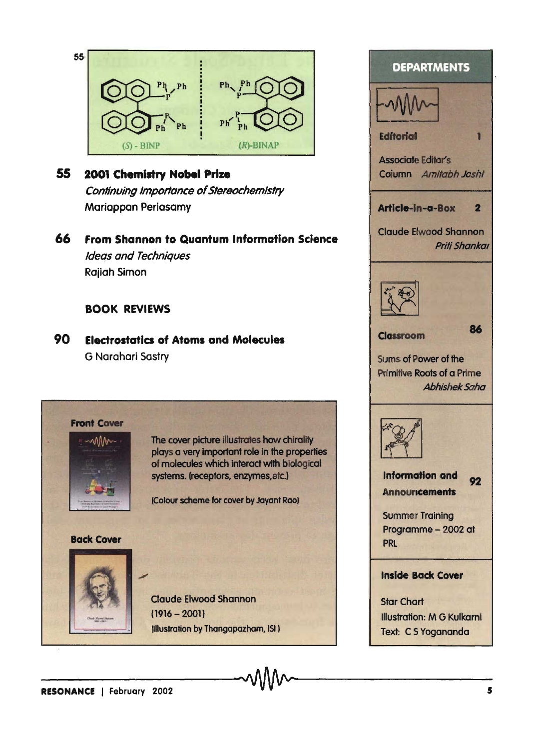55

(S) - BINP (R)-BINAP

**55 2001 Chemistry Nobel Prize**
*Continuing Importance of Stereochemistry*
Mariappan Periasamy

**66 From Shannon to Quantum Information Science**
*Ideas and Techniques*
Rajiah Simon

## BOOK REVIEWS

**90 Electrostatics of Atoms and Molecules**
G Narahari Sastry

**Front Cover**

The cover picture illustrates how chirality plays a very important role in the properties of molecules which interact with biological systems. (receptors, enzymes,etc.)

(Colour scheme for cover by Jayant Rao)

**Back Cover**

Claude Elwood Shannon
(1916 – 2001)
(Illustration by Thangapazham, ISI )

## DEPARTMENTS

**Editorial** 1

Associate Editor's Column *Amitabh Joshi*

**Article-in-a-Box** 2

Claude Elwood Shannon
*Priti Shankar*

**Classroom** 86

Sums of Power of the Primitive Roots of a Prime
*Abhishek Saha*

**Information and Announcements** 92

Summer Training Programme – 2002 at PRL

**Inside Back Cover**

Star Chart
Illustration: M G Kulkarni
Text: C S Yogananda